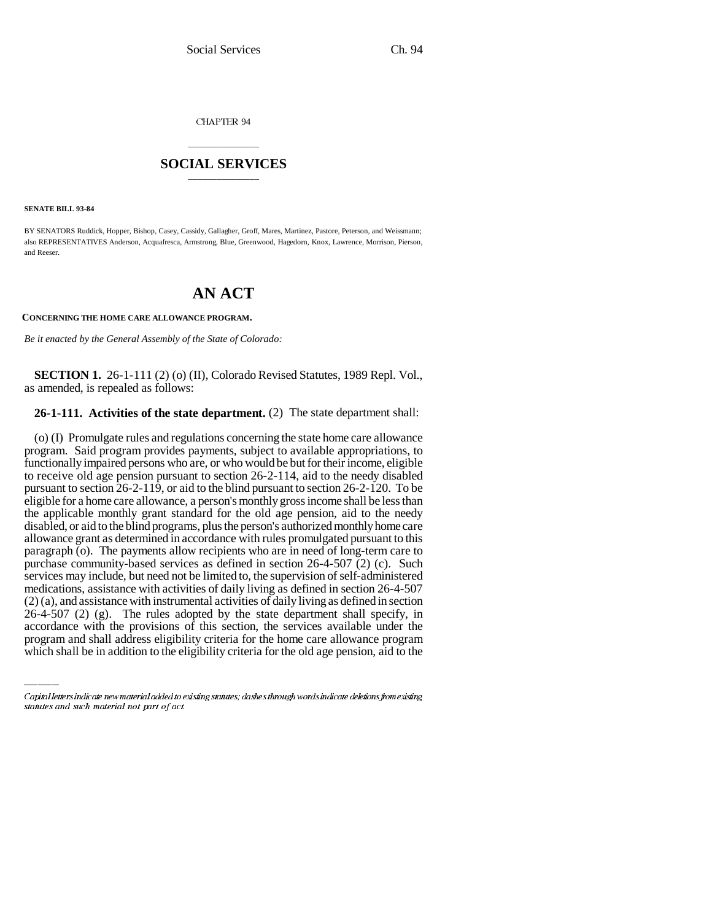CHAPTER 94

# SOCIAL SERVICES

**SENATE BILL 93-84**

BY SENATORS Ruddick, Hopper, Bishop, Casey, Cassidy, Gallagher, Groff, Mares, Martinez, Pastore, Peterson, and Weissmann; also REPRESENTATIVES Anderson, Acquafresca, Armstrong, Blue, Greenwood, Hagedorn, Knox, Lawrence, Morrison, Pierson, and Reeser.

# AN ACT

**CONCERNING THE HOME CARE ALLOWANCE PROGRAM.**

*Be it enacted by the General Assembly of the State of Colorado:*

**SECTION 1.** 26-1-111 (2) (o) (II), Colorado Revised Statutes, 1989 Repl. Vol., as amended, is repealed as follows:

**26-1-111. Activities of the state department.** (2) The state department shall:

(o) (I) Promulgate rules and regulations concerning the state home care allowance program. Said program provides payments, subject to available appropriations, to functionally impaired persons who are, or who would be but for their income, eligible to receive old age pension pursuant to section 26-2-114, aid to the needy disabled pursuant to section 26-2-119, or aid to the blind pursuant to section 26-2-120. To be eligible for a home care allowance, a person's monthly gross income shall be less than the applicable monthly grant standard for the old age pension, aid to the needy disabled, or aid to the blind programs, plus the person's authorized monthly home care allowance grant as determined in accordance with rules promulgated pursuant to this paragraph (o). The payments allow recipients who are in need of long-term care to purchase community-based services as defined in section 26-4-507 (2) (c). Such services may include, but need not be limited to, the supervision of self-administered medications, assistance with activities of daily living as defined in section 26-4-507 (2) (a), and assistance with instrumental activities of daily living as defined in section 26-4-507 (2) (g). The rules adopted by the state department shall specify, in accordance with the provisions of this section, the services available under the program and shall address eligibility criteria for the home care allowance program which shall be in addition to the eligibility criteria for the old age pension, aid to the

Capital letters indicate new material added to existing statutes; dashes through words indicate deletions from existing statutes and such material not part of act.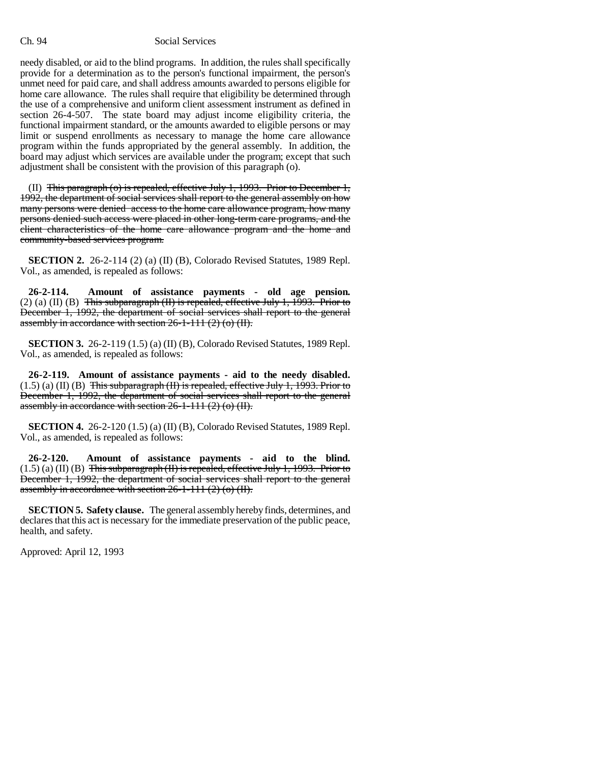needy disabled, or aid to the blind programs. In addition, the rules shall specifically provide for a determination as to the person's functional impairment, the person's unmet need for paid care, and shall address amounts awarded to persons eligible for home care allowance. The rules shall require that eligibility be determined through the use of a comprehensive and uniform client assessment instrument as defined in section 26-4-507. The state board may adjust income eligibility criteria, the functional impairment standard, or the amounts awarded to eligible persons or may limit or suspend enrollments as necessary to manage the home care allowance program within the funds appropriated by the general assembly. In addition, the board may adjust which services are available under the program; except that such adjustment shall be consistent with the provision of this paragraph (o).

(II) ~~This paragraph (o) is repealed, effective July 1, 1993. Prior to December 1, 1992, the department of social services shall report to the general assembly on how many persons were denied access to the home care allowance program, how many persons denied such access were placed in other long-term care programs, and the client characteristics of the home care allowance program and the home and community-based services program.~~

**SECTION 2.** 26-2-114 (2) (a) (II) (B), Colorado Revised Statutes, 1989 Repl. Vol., as amended, is repealed as follows:

**26-2-114. Amount of assistance payments - old age pension.** (2) (a) (II) (B) ~~This subparagraph (II) is repealed, effective July 1, 1993. Prior to December 1, 1992, the department of social services shall report to the general assembly in accordance with section 26-1-111 (2) (o) (II).~~

**SECTION 3.** 26-2-119 (1.5) (a) (II) (B), Colorado Revised Statutes, 1989 Repl. Vol., as amended, is repealed as follows:

**26-2-119. Amount of assistance payments - aid to the needy disabled.** (1.5) (a) (II) (B) ~~This subparagraph (II) is repealed, effective July 1, 1993. Prior to December 1, 1992, the department of social services shall report to the general assembly in accordance with section 26-1-111 (2) (o) (II).~~

**SECTION 4.** 26-2-120 (1.5) (a) (II) (B), Colorado Revised Statutes, 1989 Repl. Vol., as amended, is repealed as follows:

**26-2-120. Amount of assistance payments - aid to the blind.** (1.5) (a) (II) (B) ~~This subparagraph (II) is repealed, effective July 1, 1993. Prior to December 1, 1992, the department of social services shall report to the general assembly in accordance with section 26-1-111 (2) (o) (II).~~

**SECTION 5. Safety clause.** The general assembly hereby finds, determines, and declares that this act is necessary for the immediate preservation of the public peace, health, and safety.

Approved: April 12, 1993